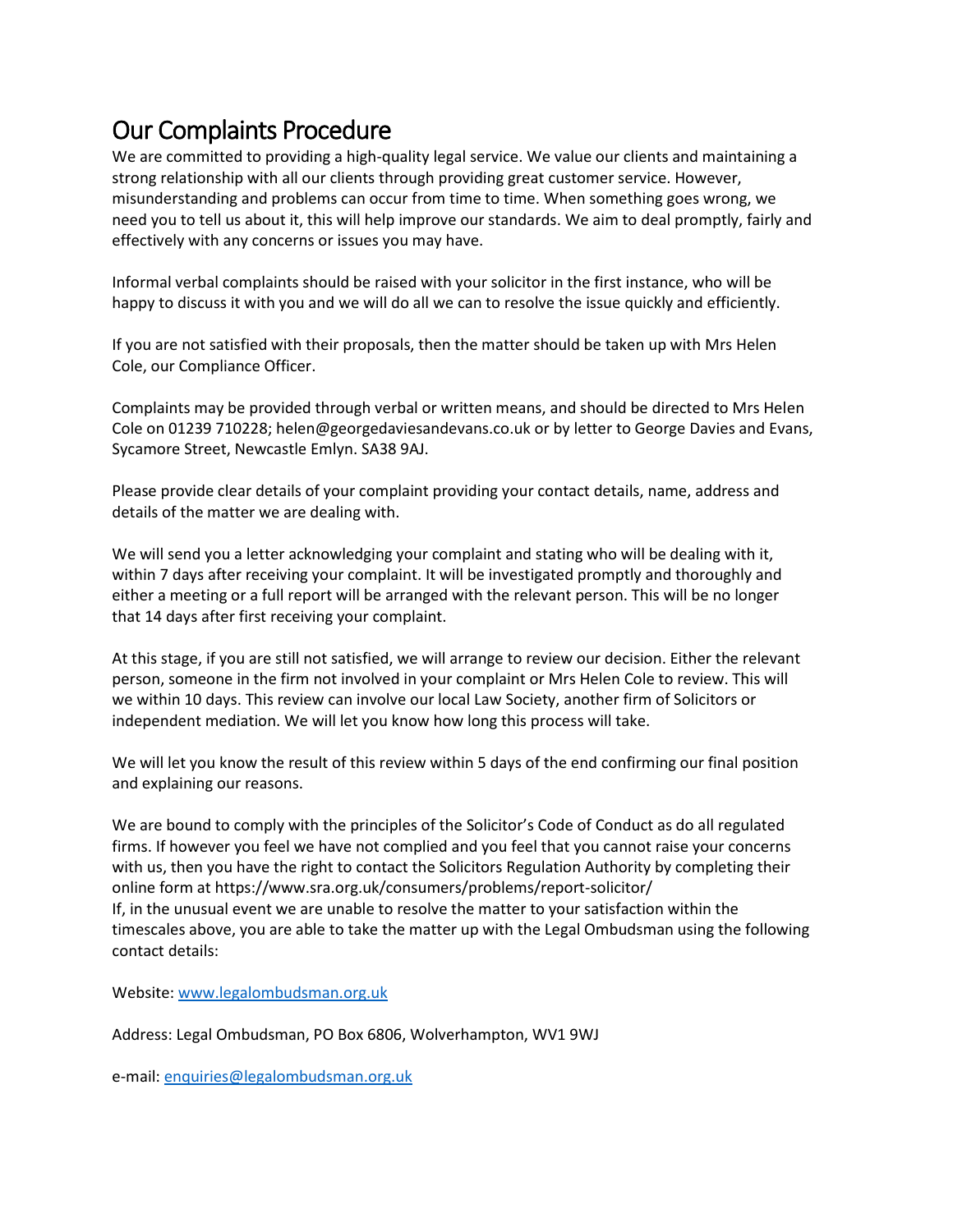# Our Complaints Procedure

We are committed to providing a high-quality legal service. We value our clients and maintaining a strong relationship with all our clients through providing great customer service. However, misunderstanding and problems can occur from time to time. When something goes wrong, we need you to tell us about it, this will help improve our standards. We aim to deal promptly, fairly and effectively with any concerns or issues you may have.

Informal verbal complaints should be raised with your solicitor in the first instance, who will be happy to discuss it with you and we will do all we can to resolve the issue quickly and efficiently.

If you are not satisfied with their proposals, then the matter should be taken up with Mrs Helen Cole, our Compliance Officer.

Complaints may be provided through verbal or written means, and should be directed to Mrs Helen Cole on 01239 710228; helen@georgedaviesandevans.co.uk or by letter to George Davies and Evans, Sycamore Street, Newcastle Emlyn. SA38 9AJ.

Please provide clear details of your complaint providing your contact details, name, address and details of the matter we are dealing with.

We will send you a letter acknowledging your complaint and stating who will be dealing with it, within 7 days after receiving your complaint. It will be investigated promptly and thoroughly and either a meeting or a full report will be arranged with the relevant person. This will be no longer that 14 days after first receiving your complaint.

At this stage, if you are still not satisfied, we will arrange to review our decision. Either the relevant person, someone in the firm not involved in your complaint or Mrs Helen Cole to review. This will we within 10 days. This review can involve our local Law Society, another firm of Solicitors or independent mediation. We will let you know how long this process will take.

We will let you know the result of this review within 5 days of the end confirming our final position and explaining our reasons.

We are bound to comply with the principles of the Solicitor's Code of Conduct as do all regulated firms. If however you feel we have not complied and you feel that you cannot raise your concerns with us, then you have the right to contact the Solicitors Regulation Authority by completing their online form at https://www.sra.org.uk/consumers/problems/report-solicitor/
If, in the unusual event we are unable to resolve the matter to your satisfaction within the timescales above, you are able to take the matter up with the Legal Ombudsman using the following contact details:

Website: [www.legalombudsman.org.uk](www.legalombudsman.org.uk)

Address: Legal Ombudsman, PO Box 6806, Wolverhampton, WV1 9WJ

e-mail: [enquiries@legalombudsman.org.uk](mailto:enquiries@legalombudsman.org.uk)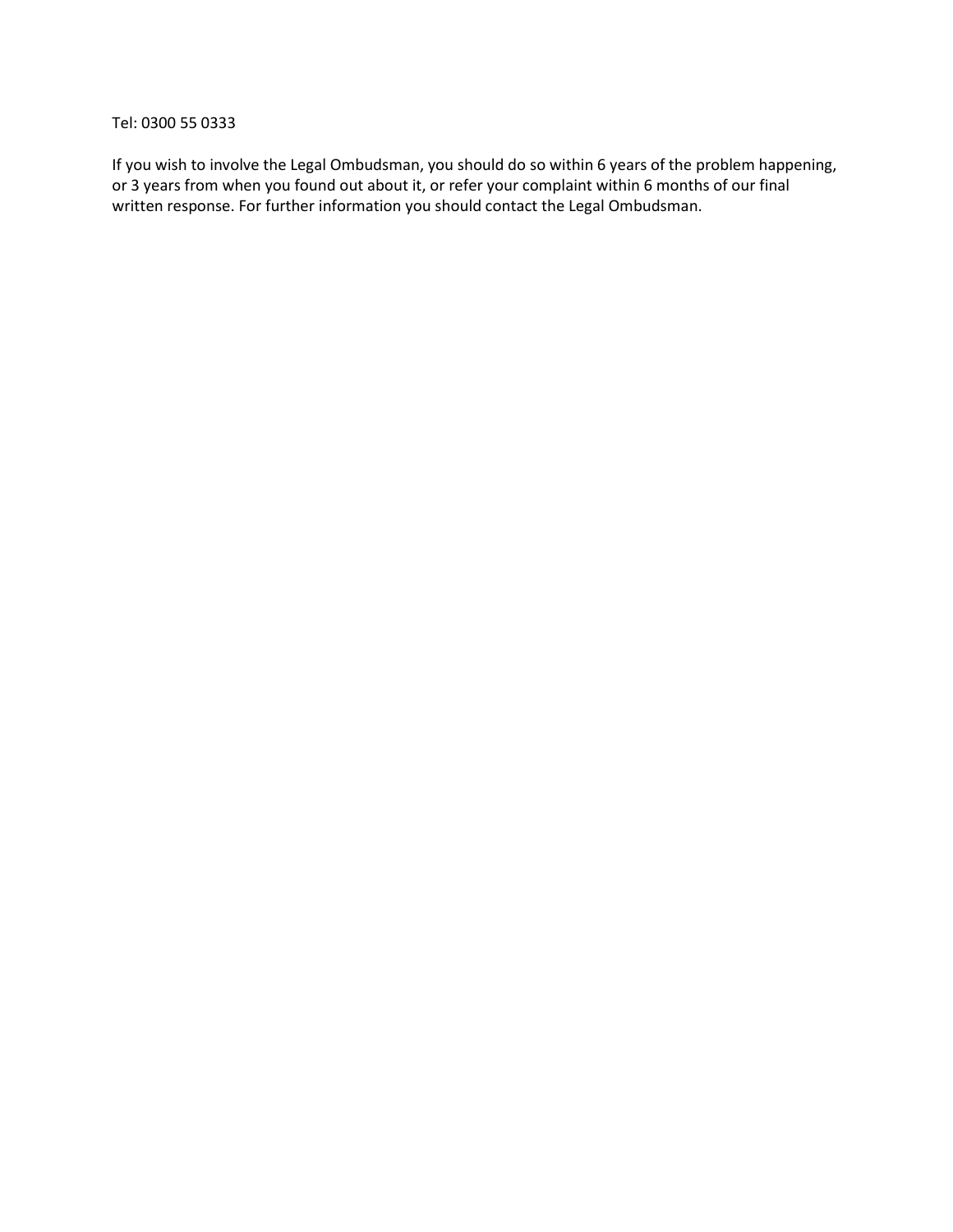Tel: 0300 55 0333

If you wish to involve the Legal Ombudsman, you should do so within 6 years of the problem happening, or 3 years from when you found out about it, or refer your complaint within 6 months of our final written response. For further information you should contact the Legal Ombudsman.